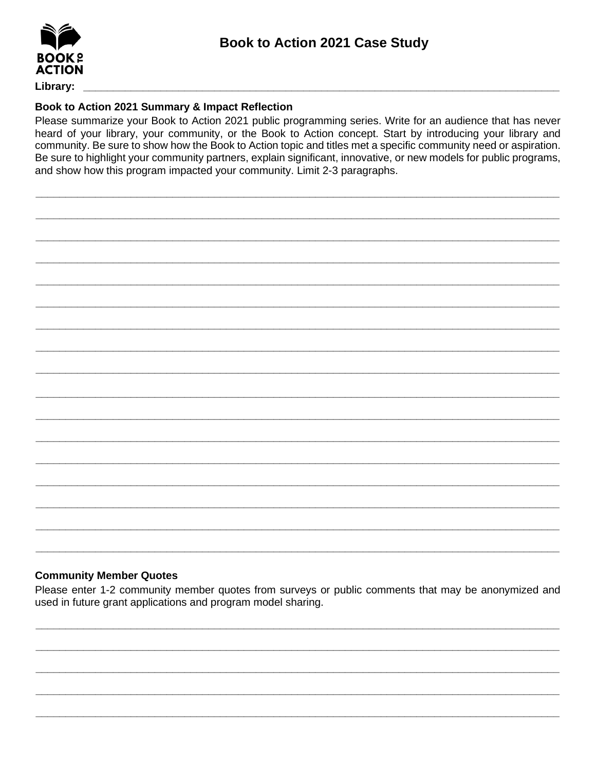BOOK TO ACTION

# Book to Action 2021 Case Study

**Library:** ____________________________________________________________

## Book to Action 2021 Summary & Impact Reflection

Please summarize your Book to Action 2021 public programming series. Write for an audience that has never heard of your library, your community, or the Book to Action concept. Start by introducing your library and community. Be sure to show how the Book to Action topic and titles met a specific community need or aspiration. Be sure to highlight your community partners, explain significant, innovative, or new models for public programs, and show how this program impacted your community. Limit 2-3 paragraphs.

______________________________________________________________________________

______________________________________________________________________________

______________________________________________________________________________

______________________________________________________________________________

______________________________________________________________________________

______________________________________________________________________________

______________________________________________________________________________

______________________________________________________________________________

______________________________________________________________________________

______________________________________________________________________________

______________________________________________________________________________

______________________________________________________________________________

______________________________________________________________________________

______________________________________________________________________________

______________________________________________________________________________

______________________________________________________________________________

______________________________________________________________________________

## Community Member Quotes

Please enter 1-2 community member quotes from surveys or public comments that may be anonymized and used in future grant applications and program model sharing.

______________________________________________________________________________

______________________________________________________________________________

______________________________________________________________________________

______________________________________________________________________________

______________________________________________________________________________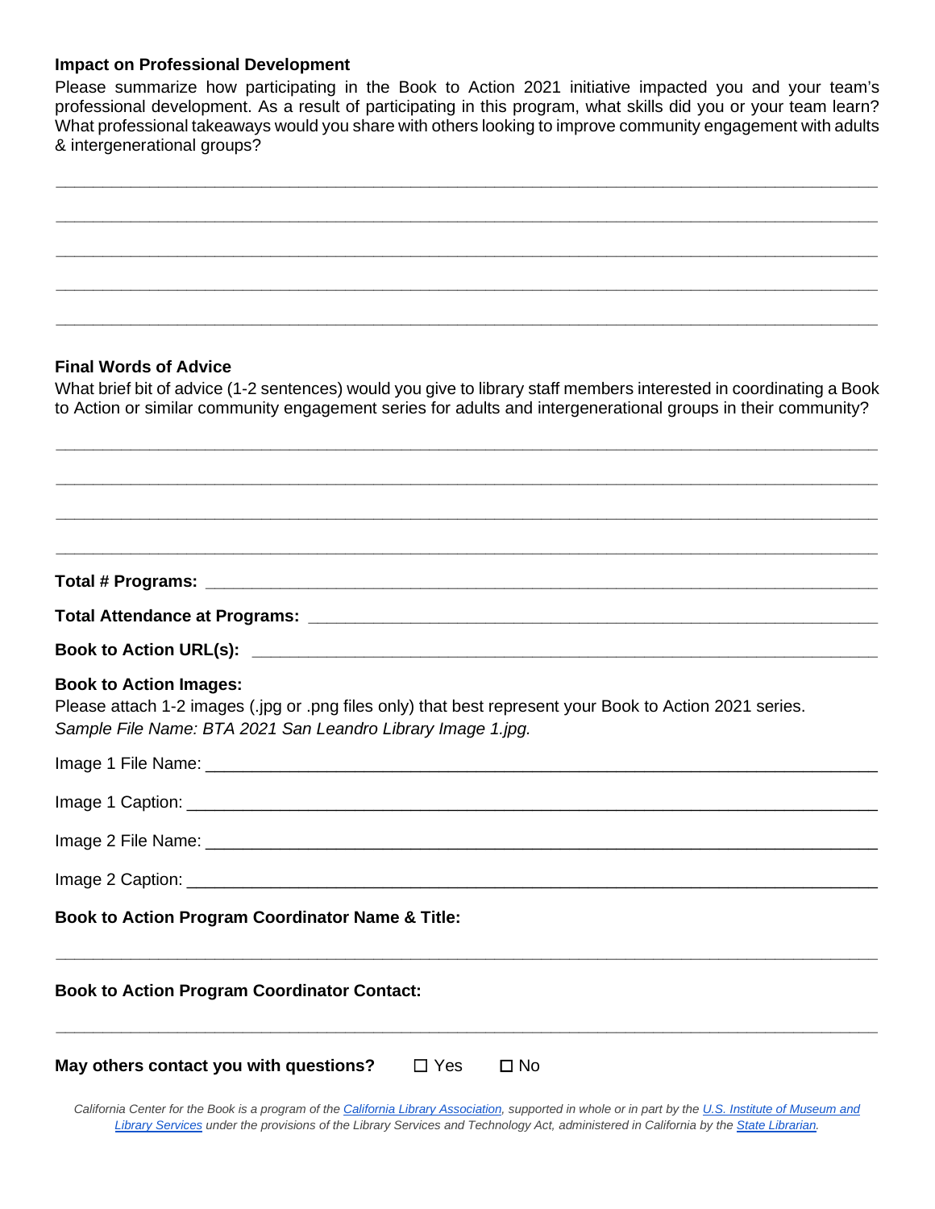**Impact on Professional Development**

Please summarize how participating in the Book to Action 2021 initiative impacted you and your team's professional development. As a result of participating in this program, what skills did you or your team learn? What professional takeaways would you share with others looking to improve community engagement with adults & intergenerational groups?

_______________________________________________________________________________

_______________________________________________________________________________

_______________________________________________________________________________

_______________________________________________________________________________

_______________________________________________________________________________

**Final Words of Advice**

What brief bit of advice (1-2 sentences) would you give to library staff members interested in coordinating a Book to Action or similar community engagement series for adults and intergenerational groups in their community?

_______________________________________________________________________________

_______________________________________________________________________________

_______________________________________________________________________________

_______________________________________________________________________________

**Total # Programs:** ______________________________________________________________

**Total Attendance at Programs:** ____________________________________________________

**Book to Action URL(s):** __________________________________________________________

**Book to Action Images:**

Please attach 1-2 images (.jpg or .png files only) that best represent your Book to Action 2021 series.
*Sample File Name: BTA 2021 San Leandro Library Image 1.jpg.*

Image 1 File Name: _________________________________________________________

Image 1 Caption: ___________________________________________________________

Image 2 File Name: _________________________________________________________

Image 2 Caption: ___________________________________________________________

**Book to Action Program Coordinator Name & Title:**

_______________________________________________________________________________

**Book to Action Program Coordinator Contact:**

_______________________________________________________________________________

**May others contact you with questions?** ☐ Yes ☐ No

*California Center for the Book is a program of the California Library Association, supported in whole or in part by the U.S. Institute of Museum and Library Services under the provisions of the Library Services and Technology Act, administered in California by the State Librarian.*